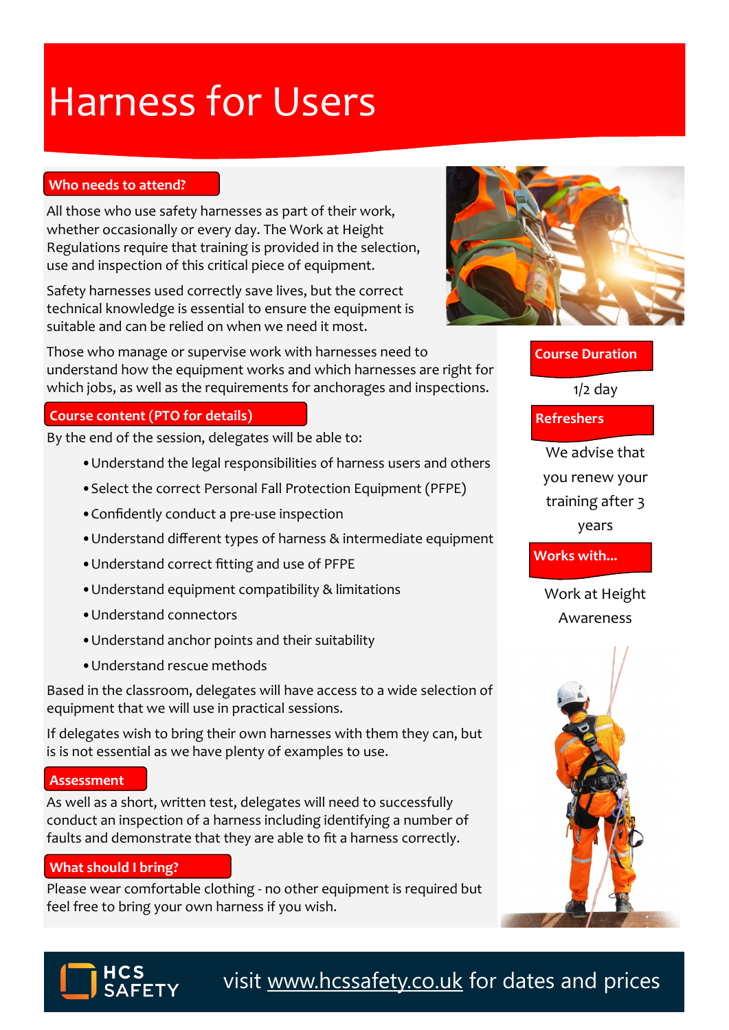# Harness for Users

## Who needs to attend?

All those who use safety harnesses as part of their work, whether occasionally or every day. The Work at Height Regulations require that training is provided in the selection, use and inspection of this critical piece of equipment.

Safety harnesses used correctly save lives, but the correct technical knowledge is essential to ensure the equipment is suitable and can be relied on when we need it most.

Those who manage or supervise work with harnesses need to understand how the equipment works and which harnesses are right for which jobs, as well as the requirements for anchorages and inspections.

## Course content (PTO for details)

By the end of the session, delegates will be able to:

- Understand the legal responsibilities of harness users and others
- Select the correct Personal Fall Protection Equipment (PFPE)
- Confidently conduct a pre-use inspection
- Understand different types of harness & intermediate equipment
- Understand correct fitting and use of PFPE
- Understand equipment compatibility & limitations
- Understand connectors
- Understand anchor points and their suitability
- Understand rescue methods

Based in the classroom, delegates will have access to a wide selection of equipment that we will use in practical sessions.

If delegates wish to bring their own harnesses with them they can, but is is not essential as we have plenty of examples to use.

## Assessment

As well as a short, written test, delegates will need to successfully conduct an inspection of a harness including identifying a number of faults and demonstrate that they are able to fit a harness correctly.

## What should I bring?

Please wear comfortable clothing - no other equipment is required but feel free to bring your own harness if you wish.

## Course Duration

1/2 day

## Refreshers

We advise that you renew your training after 3 years

## Works with...

Work at Height Awareness

HCS SAFETY

visit www.hcssafety.co.uk for dates and prices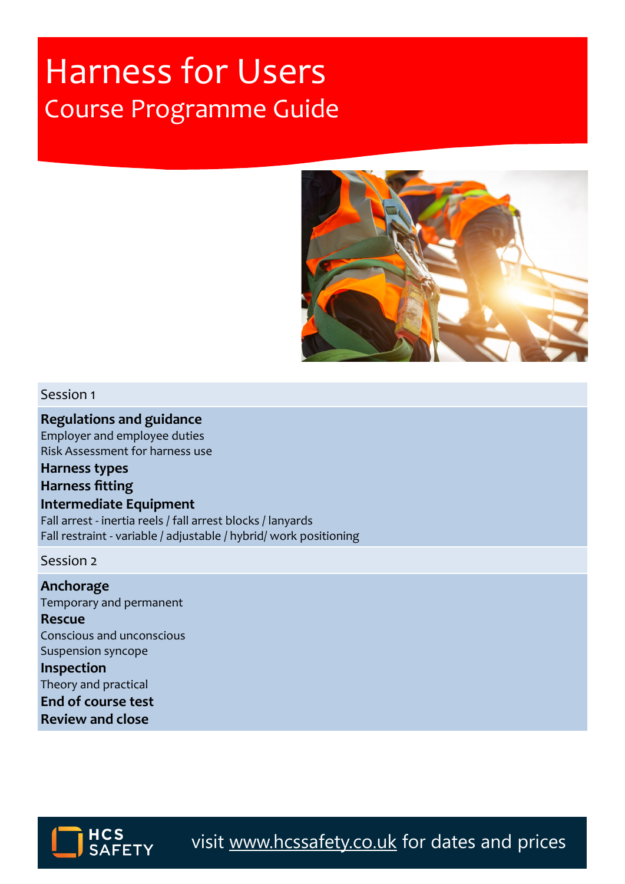# Harness for Users

## Course Programme Guide

Session 1

**Regulations and guidance**
Employer and employee duties
Risk Assessment for harness use

**Harness types**

**Harness fitting**

**Intermediate Equipment**
Fall arrest - inertia reels / fall arrest blocks / lanyards
Fall restraint - variable / adjustable / hybrid/ work positioning

Session 2

**Anchorage**
Temporary and permanent

**Rescue**
Conscious and unconscious
Suspension syncope

**Inspection**
Theory and practical

**End of course test**

**Review and close**

HCS SAFETY

visit www.hcssafety.co.uk for dates and prices